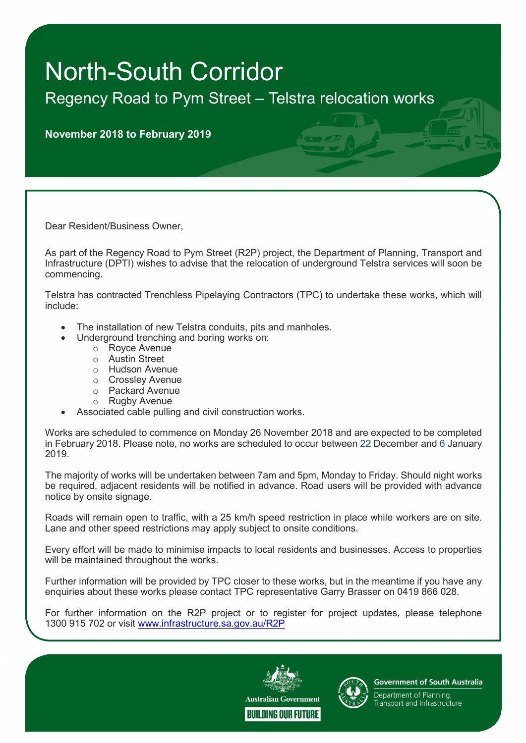# North-South Corridor

## Regency Road to Pym Street – Telstra relocation works

**November 2018 to February 2019**

Dear Resident/Business Owner,

As part of the Regency Road to Pym Street (R2P) project, the Department of Planning, Transport and Infrastructure (DPTI) wishes to advise that the relocation of underground Telstra services will soon be commencing.

Telstra has contracted Trenchless Pipelaying Contractors (TPC) to undertake these works, which will include:

- The installation of new Telstra conduits, pits and manholes.
- Underground trenching and boring works on:
  - Royce Avenue
  - Austin Street
  - Hudson Avenue
  - Crossley Avenue
  - Packard Avenue
  - Rugby Avenue
- Associated cable pulling and civil construction works.

Works are scheduled to commence on Monday 26 November 2018 and are expected to be completed in February 2018. Please note, no works are scheduled to occur between 22 December and 6 January 2019.

The majority of works will be undertaken between 7am and 5pm, Monday to Friday. Should night works be required, adjacent residents will be notified in advance. Road users will be provided with advance notice by onsite signage.

Roads will remain open to traffic, with a 25 km/h speed restriction in place while workers are on site. Lane and other speed restrictions may apply subject to onsite conditions.

Every effort will be made to minimise impacts to local residents and businesses. Access to properties will be maintained throughout the works.

Further information will be provided by TPC closer to these works, but in the meantime if you have any enquiries about these works please contact TPC representative Garry Brasser on 0419 866 028.

For further information on the R2P project or to register for project updates, please telephone 1300 915 702 or visit [www.infrastructure.sa.gov.au/R2P](www.infrastructure.sa.gov.au/R2P)

Australian Government
BUILDING OUR FUTURE

Government of South Australia
Department of Planning, Transport and Infrastructure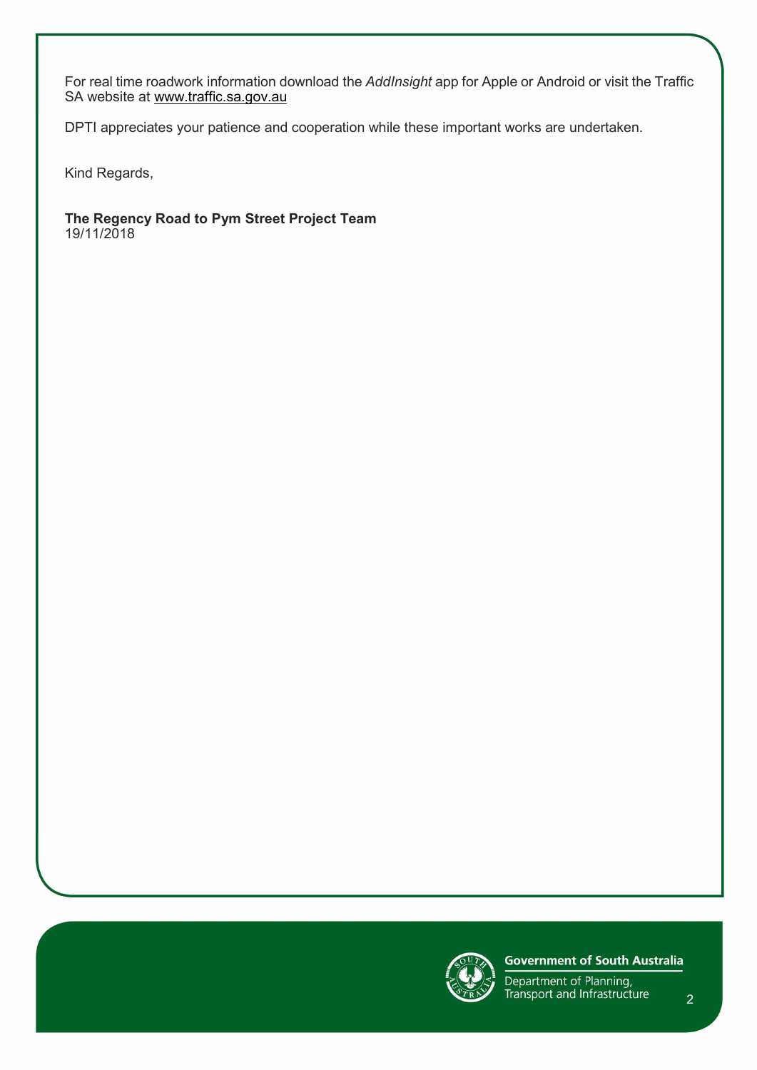For real time roadwork information download the *AddInsight* app for Apple or Android or visit the Traffic SA website at www.traffic.sa.gov.au

DPTI appreciates your patience and cooperation while these important works are undertaken.

Kind Regards,

**The Regency Road to Pym Street Project Team**
19/11/2018

**Government of South Australia**
Department of Planning, Transport and Infrastructure